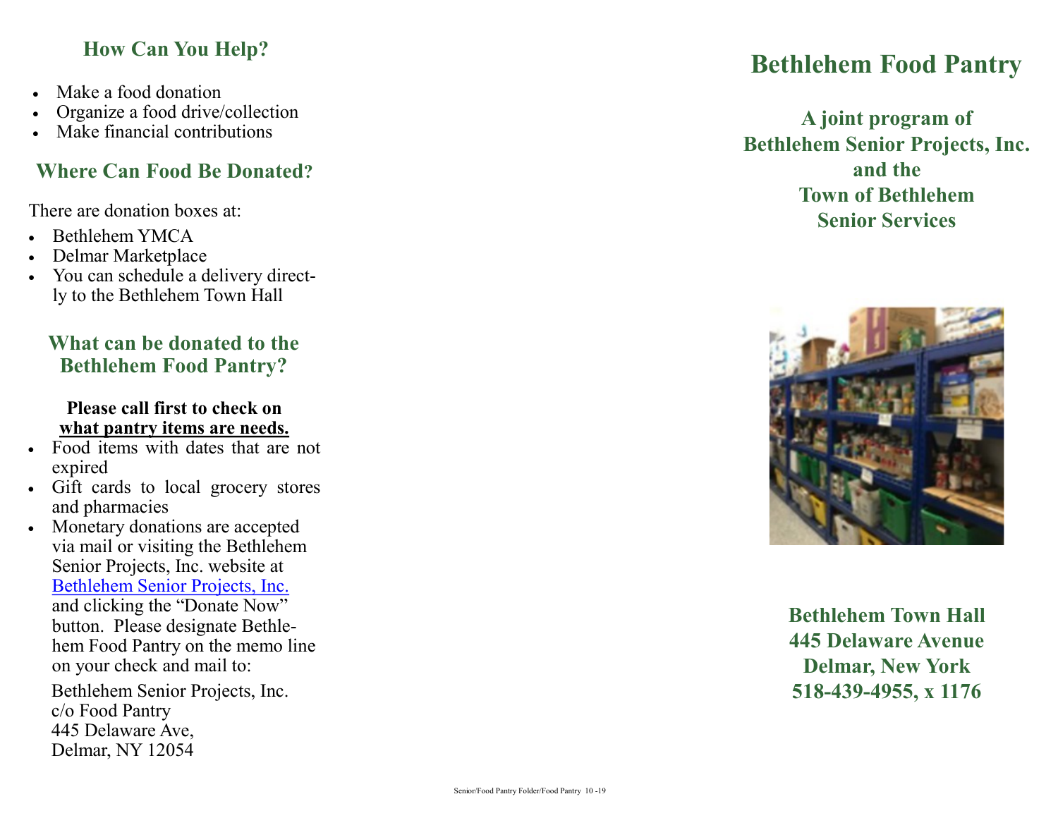## How Can You Help?

- Make a food donation
- Organize a food drive/collection
- Make financial contributions

## Where Can Food Be Donated?

There are donation boxes at:

- Bethlehem YMCA
- Delmar Marketplace
- You can schedule a delivery directly to the Bethlehem Town Hall

## What can be donated to the Bethlehem Food Pantry?

**Please call first to check on what pantry items are needs.**

- Food items with dates that are not expired
- Gift cards to local grocery stores and pharmacies
- Monetary donations are accepted via mail or visiting the Bethlehem Senior Projects, Inc. website at Bethlehem Senior Projects, Inc. and clicking the "Donate Now" button. Please designate Bethlehem Food Pantry on the memo line on your check and mail to:

  Bethlehem Senior Projects, Inc.
  c/o Food Pantry
  445 Delaware Ave,
  Delmar, NY 12054

Senior/Food Pantry Folder/Food Pantry 10 -19

# Bethlehem Food Pantry

**A joint program of Bethlehem Senior Projects, Inc. and the Town of Bethlehem Senior Services**

**Bethlehem Town Hall**
**445 Delaware Avenue**
**Delmar, New York**
**518-439-4955, x 1176**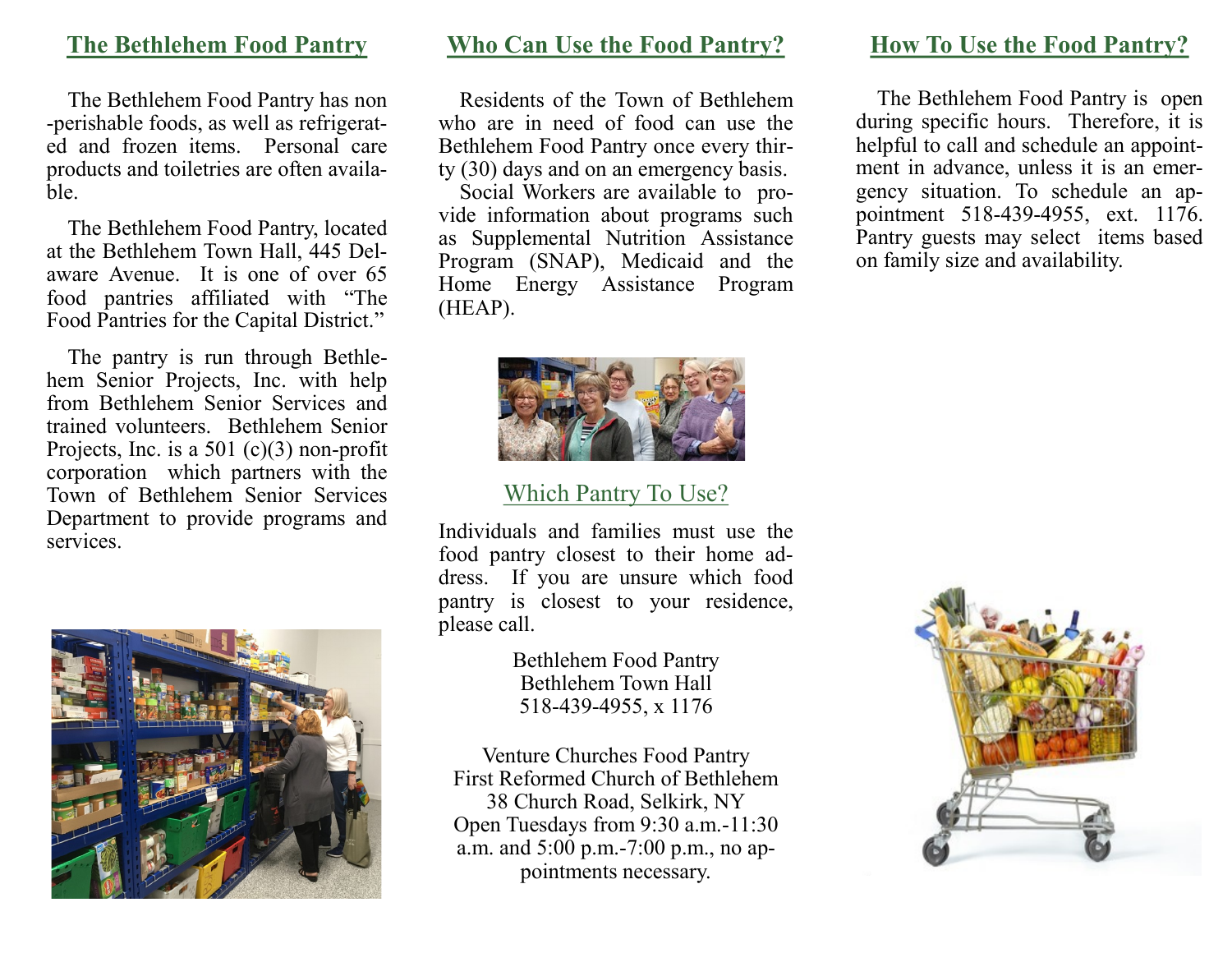## The Bethlehem Food Pantry

The Bethlehem Food Pantry has non-perishable foods, as well as refrigerated and frozen items. Personal care products and toiletries are often available.

The Bethlehem Food Pantry, located at the Bethlehem Town Hall, 445 Delaware Avenue. It is one of over 65 food pantries affiliated with "The Food Pantries for the Capital District."

The pantry is run through Bethlehem Senior Projects, Inc. with help from Bethlehem Senior Services and trained volunteers. Bethlehem Senior Projects, Inc. is a 501 (c)(3) non-profit corporation which partners with the Town of Bethlehem Senior Services Department to provide programs and services.

## Who Can Use the Food Pantry?

Residents of the Town of Bethlehem who are in need of food can use the Bethlehem Food Pantry once every thirty (30) days and on an emergency basis.

Social Workers are available to provide information about programs such as Supplemental Nutrition Assistance Program (SNAP), Medicaid and the Home Energy Assistance Program (HEAP).

### Which Pantry To Use?

Individuals and families must use the food pantry closest to their home address. If you are unsure which food pantry is closest to your residence, please call.

Bethlehem Food Pantry
Bethlehem Town Hall
518-439-4955, x 1176

Venture Churches Food Pantry
First Reformed Church of Bethlehem
38 Church Road, Selkirk, NY
Open Tuesdays from 9:30 a.m.-11:30 a.m. and 5:00 p.m.-7:00 p.m., no appointments necessary.

## How To Use the Food Pantry?

The Bethlehem Food Pantry is open during specific hours. Therefore, it is helpful to call and schedule an appointment in advance, unless it is an emergency situation. To schedule an appointment 518-439-4955, ext. 1176. Pantry guests may select items based on family size and availability.